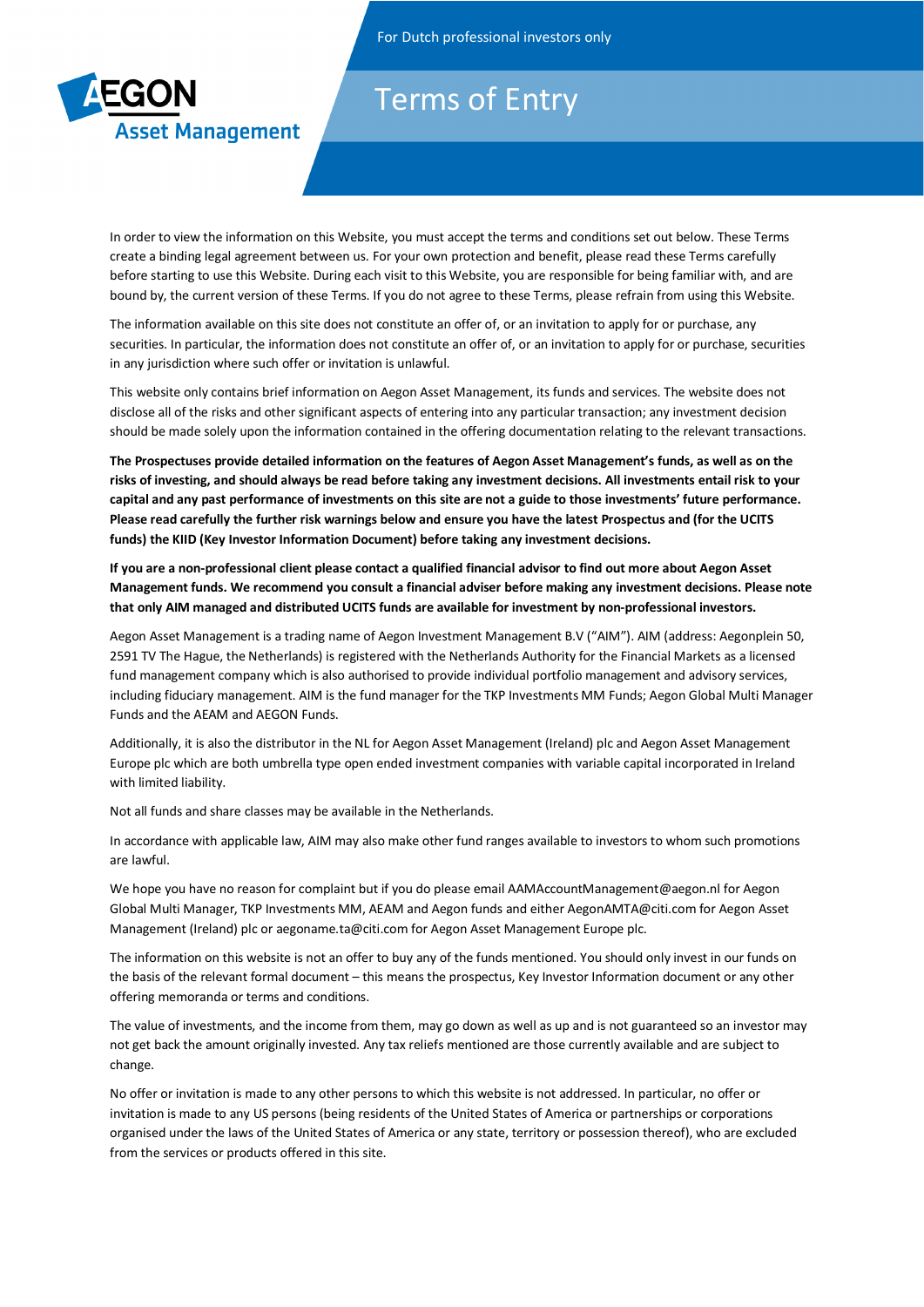For Dutch professional investors only

AEGON Asset Management

# Terms of Entry

In order to view the information on this Website, you must accept the terms and conditions set out below. These Terms create a binding legal agreement between us. For your own protection and benefit, please read these Terms carefully before starting to use this Website. During each visit to this Website, you are responsible for being familiar with, and are bound by, the current version of these Terms. If you do not agree to these Terms, please refrain from using this Website.

The information available on this site does not constitute an offer of, or an invitation to apply for or purchase, any securities. In particular, the information does not constitute an offer of, or an invitation to apply for or purchase, securities in any jurisdiction where such offer or invitation is unlawful.

This website only contains brief information on Aegon Asset Management, its funds and services. The website does not disclose all of the risks and other significant aspects of entering into any particular transaction; any investment decision should be made solely upon the information contained in the offering documentation relating to the relevant transactions.

**The Prospectuses provide detailed information on the features of Aegon Asset Management's funds, as well as on the risks of investing, and should always be read before taking any investment decisions. All investments entail risk to your capital and any past performance of investments on this site are not a guide to those investments' future performance. Please read carefully the further risk warnings below and ensure you have the latest Prospectus and (for the UCITS funds) the KIID (Key Investor Information Document) before taking any investment decisions.**

**If you are a non-professional client please contact a qualified financial advisor to find out more about Aegon Asset Management funds. We recommend you consult a financial adviser before making any investment decisions. Please note that only AIM managed and distributed UCITS funds are available for investment by non-professional investors.**

Aegon Asset Management is a trading name of Aegon Investment Management B.V ("AIM"). AIM (address: Aegonplein 50, 2591 TV The Hague, the Netherlands) is registered with the Netherlands Authority for the Financial Markets as a licensed fund management company which is also authorised to provide individual portfolio management and advisory services, including fiduciary management. AIM is the fund manager for the TKP Investments MM Funds; Aegon Global Multi Manager Funds and the AEAM and AEGON Funds.

Additionally, it is also the distributor in the NL for Aegon Asset Management (Ireland) plc and Aegon Asset Management Europe plc which are both umbrella type open ended investment companies with variable capital incorporated in Ireland with limited liability.

Not all funds and share classes may be available in the Netherlands.

In accordance with applicable law, AIM may also make other fund ranges available to investors to whom such promotions are lawful.

We hope you have no reason for complaint but if you do please email AAMAccountManagement@aegon.nl for Aegon Global Multi Manager, TKP Investments MM, AEAM and Aegon funds and either AegonAMTA@citi.com for Aegon Asset Management (Ireland) plc or aegoname.ta@citi.com for Aegon Asset Management Europe plc.

The information on this website is not an offer to buy any of the funds mentioned. You should only invest in our funds on the basis of the relevant formal document – this means the prospectus, Key Investor Information document or any other offering memoranda or terms and conditions.

The value of investments, and the income from them, may go down as well as up and is not guaranteed so an investor may not get back the amount originally invested. Any tax reliefs mentioned are those currently available and are subject to change.

No offer or invitation is made to any other persons to which this website is not addressed. In particular, no offer or invitation is made to any US persons (being residents of the United States of America or partnerships or corporations organised under the laws of the United States of America or any state, territory or possession thereof), who are excluded from the services or products offered in this site.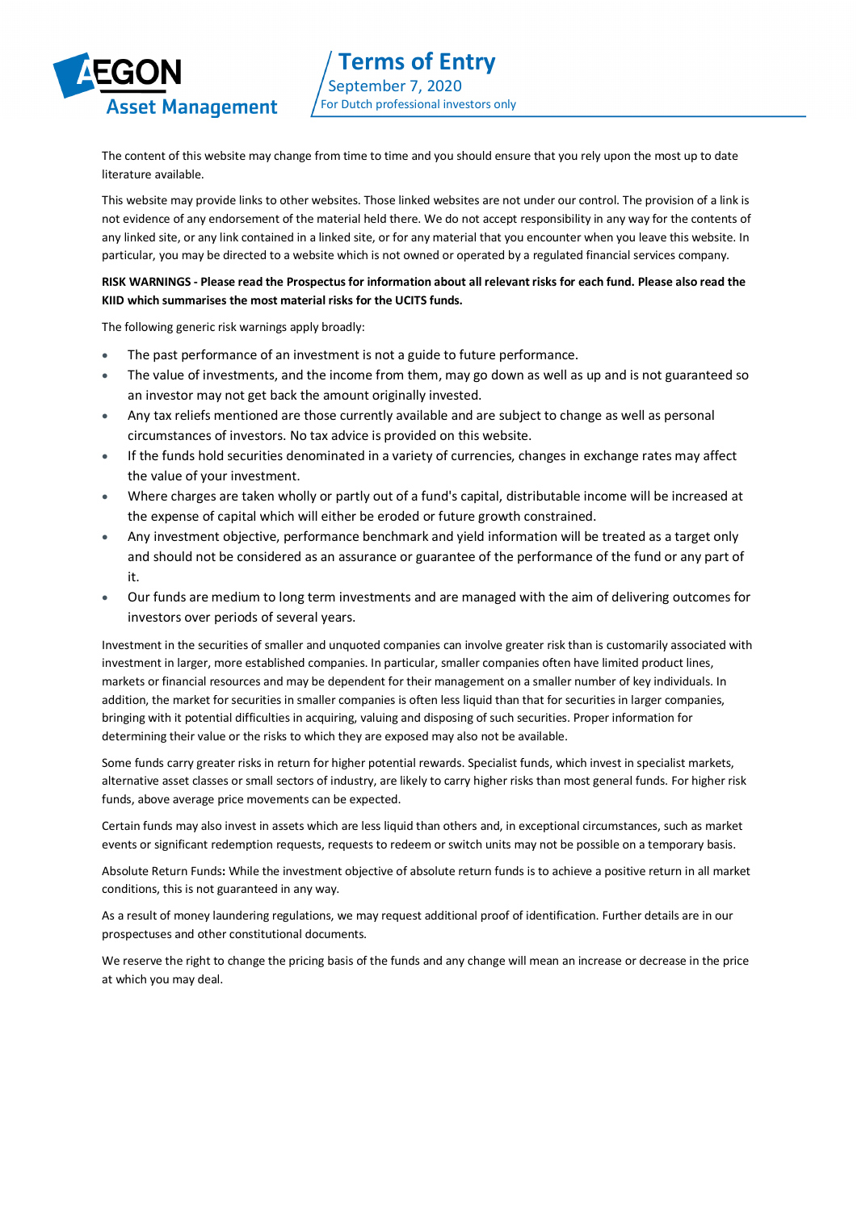The content of this website may change from time to time and you should ensure that you rely upon the most up to date literature available.

This website may provide links to other websites. Those linked websites are not under our control. The provision of a link is not evidence of any endorsement of the material held there. We do not accept responsibility in any way for the contents of any linked site, or any link contained in a linked site, or for any material that you encounter when you leave this website. In particular, you may be directed to a website which is not owned or operated by a regulated financial services company.

**RISK WARNINGS - Please read the Prospectus for information about all relevant risks for each fund. Please also read the KIID which summarises the most material risks for the UCITS funds.**

The following generic risk warnings apply broadly:

- The past performance of an investment is not a guide to future performance.
- The value of investments, and the income from them, may go down as well as up and is not guaranteed so an investor may not get back the amount originally invested.
- Any tax reliefs mentioned are those currently available and are subject to change as well as personal circumstances of investors. No tax advice is provided on this website.
- If the funds hold securities denominated in a variety of currencies, changes in exchange rates may affect the value of your investment.
- Where charges are taken wholly or partly out of a fund's capital, distributable income will be increased at the expense of capital which will either be eroded or future growth constrained.
- Any investment objective, performance benchmark and yield information will be treated as a target only and should not be considered as an assurance or guarantee of the performance of the fund or any part of it.
- Our funds are medium to long term investments and are managed with the aim of delivering outcomes for investors over periods of several years.

Investment in the securities of smaller and unquoted companies can involve greater risk than is customarily associated with investment in larger, more established companies. In particular, smaller companies often have limited product lines, markets or financial resources and may be dependent for their management on a smaller number of key individuals. In addition, the market for securities in smaller companies is often less liquid than that for securities in larger companies, bringing with it potential difficulties in acquiring, valuing and disposing of such securities. Proper information for determining their value or the risks to which they are exposed may also not be available.

Some funds carry greater risks in return for higher potential rewards. Specialist funds, which invest in specialist markets, alternative asset classes or small sectors of industry, are likely to carry higher risks than most general funds. For higher risk funds, above average price movements can be expected.

Certain funds may also invest in assets which are less liquid than others and, in exceptional circumstances, such as market events or significant redemption requests, requests to redeem or switch units may not be possible on a temporary basis.

Absolute Return Funds**:** While the investment objective of absolute return funds is to achieve a positive return in all market conditions, this is not guaranteed in any way.

As a result of money laundering regulations, we may request additional proof of identification. Further details are in our prospectuses and other constitutional documents.

We reserve the right to change the pricing basis of the funds and any change will mean an increase or decrease in the price at which you may deal.